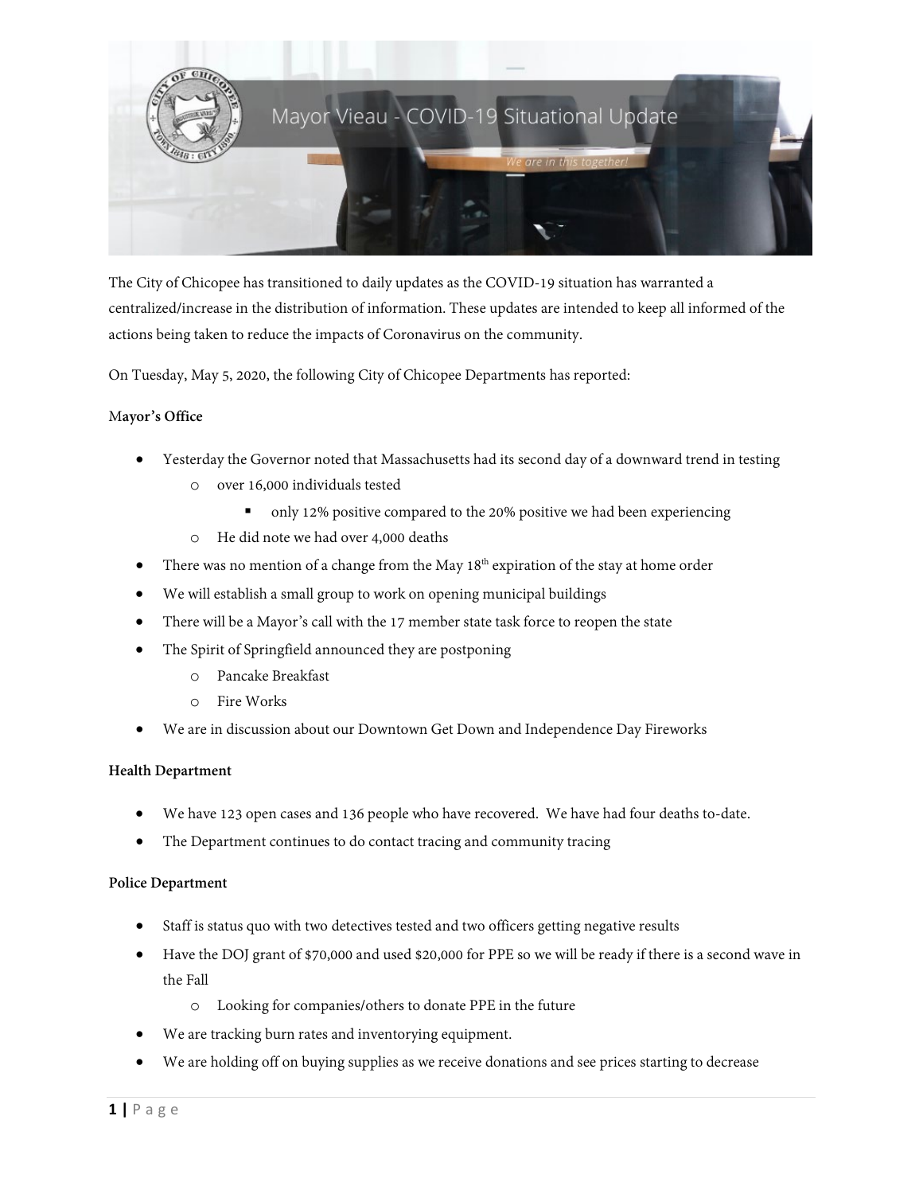# Mayor Vieau - COVID-19 Situational Update

*We are in this together!*

The City of Chicopee has transitioned to daily updates as the COVID-19 situation has warranted a centralized/increase in the distribution of information. These updates are intended to keep all informed of the actions being taken to reduce the impacts of Coronavirus on the community.

On Tuesday, May 5, 2020, the following City of Chicopee Departments has reported:

**Mayor's Office**

- Yesterday the Governor noted that Massachusetts had its second day of a downward trend in testing
  - over 16,000 individuals tested
    - only 12% positive compared to the 20% positive we had been experiencing
  - He did note we had over 4,000 deaths
- There was no mention of a change from the May 18th expiration of the stay at home order
- We will establish a small group to work on opening municipal buildings
- There will be a Mayor's call with the 17 member state task force to reopen the state
- The Spirit of Springfield announced they are postponing
  - Pancake Breakfast
  - Fire Works
- We are in discussion about our Downtown Get Down and Independence Day Fireworks

**Health Department**

- We have 123 open cases and 136 people who have recovered. We have had four deaths to-date.
- The Department continues to do contact tracing and community tracing

**Police Department**

- Staff is status quo with two detectives tested and two officers getting negative results
- Have the DOJ grant of $70,000 and used $20,000 for PPE so we will be ready if there is a second wave in the Fall
  - Looking for companies/others to donate PPE in the future
- We are tracking burn rates and inventorying equipment.
- We are holding off on buying supplies as we receive donations and see prices starting to decrease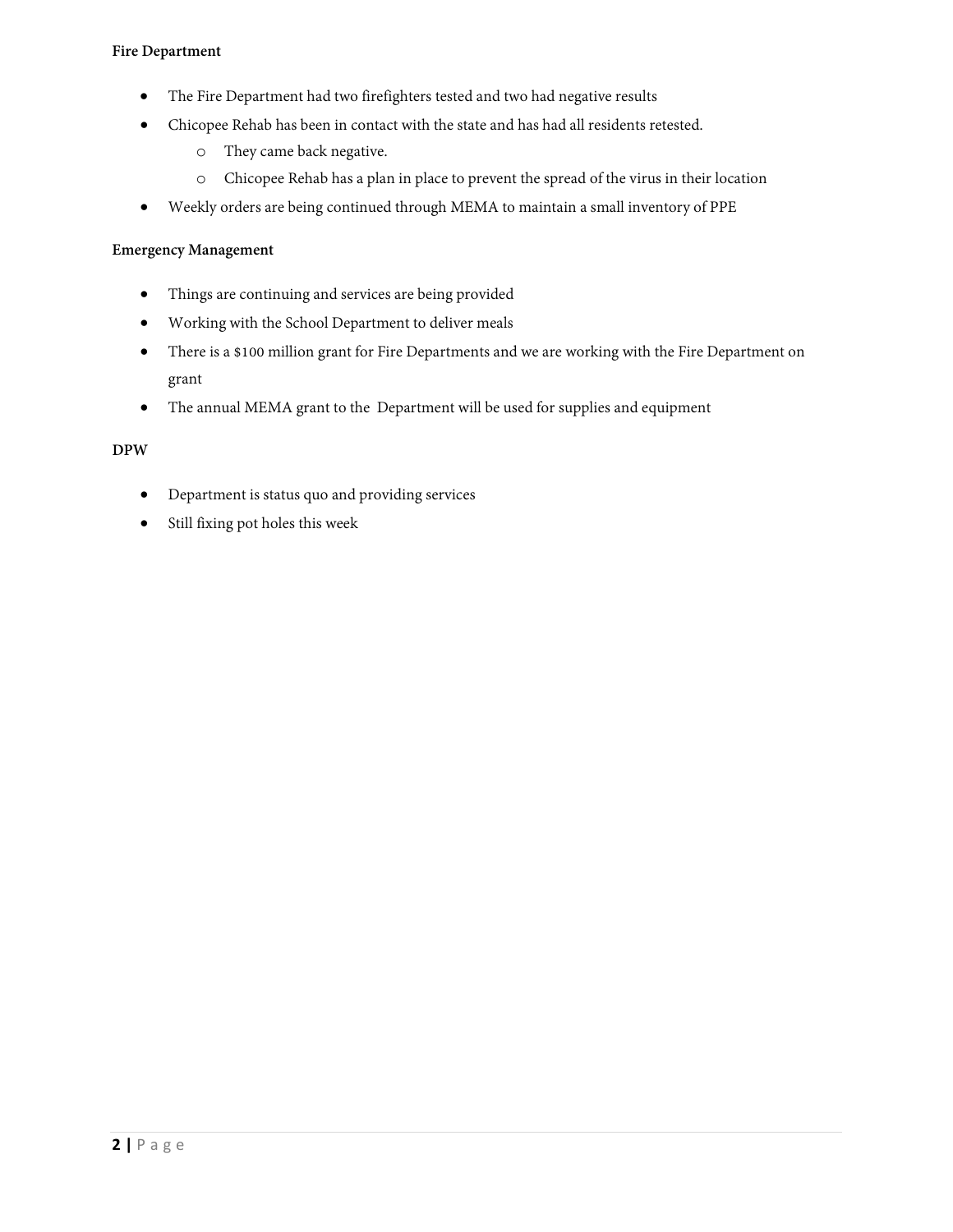**Fire Department**

- The Fire Department had two firefighters tested and two had negative results
- Chicopee Rehab has been in contact with the state and has had all residents retested.
    - They came back negative.
    - Chicopee Rehab has a plan in place to prevent the spread of the virus in their location
- Weekly orders are being continued through MEMA to maintain a small inventory of PPE

**Emergency Management**

- Things are continuing and services are being provided
- Working with the School Department to deliver meals
- There is a $100 million grant for Fire Departments and we are working with the Fire Department on grant
- The annual MEMA grant to the Department will be used for supplies and equipment

**DPW**

- Department is status quo and providing services
- Still fixing pot holes this week